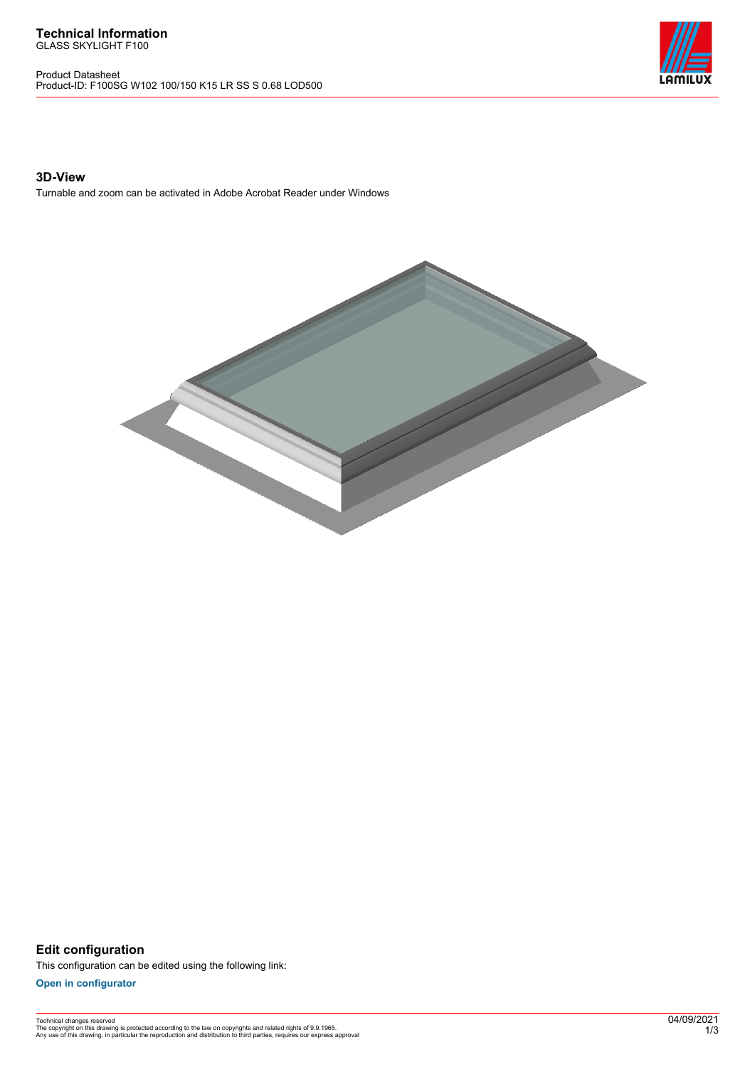# Technical Information

GLASS SKYLIGHT F100

Product Datasheet
Product-ID: F100SG W102 100/150 K15 LR SS S 0.68 LOD500

## 3D-View

Turnable and zoom can be activated in Adobe Acrobat Reader under Windows

## Edit configuration

This configuration can be edited using the following link:

**Open in configurator**

Technical changes reserved
The copyright on this drawing is protected according to the law on copyrights and related rights of 9.9.1965.
Any use of this drawing, in particular the reproduction and distribution to third parties, requires our express approval

04/09/2021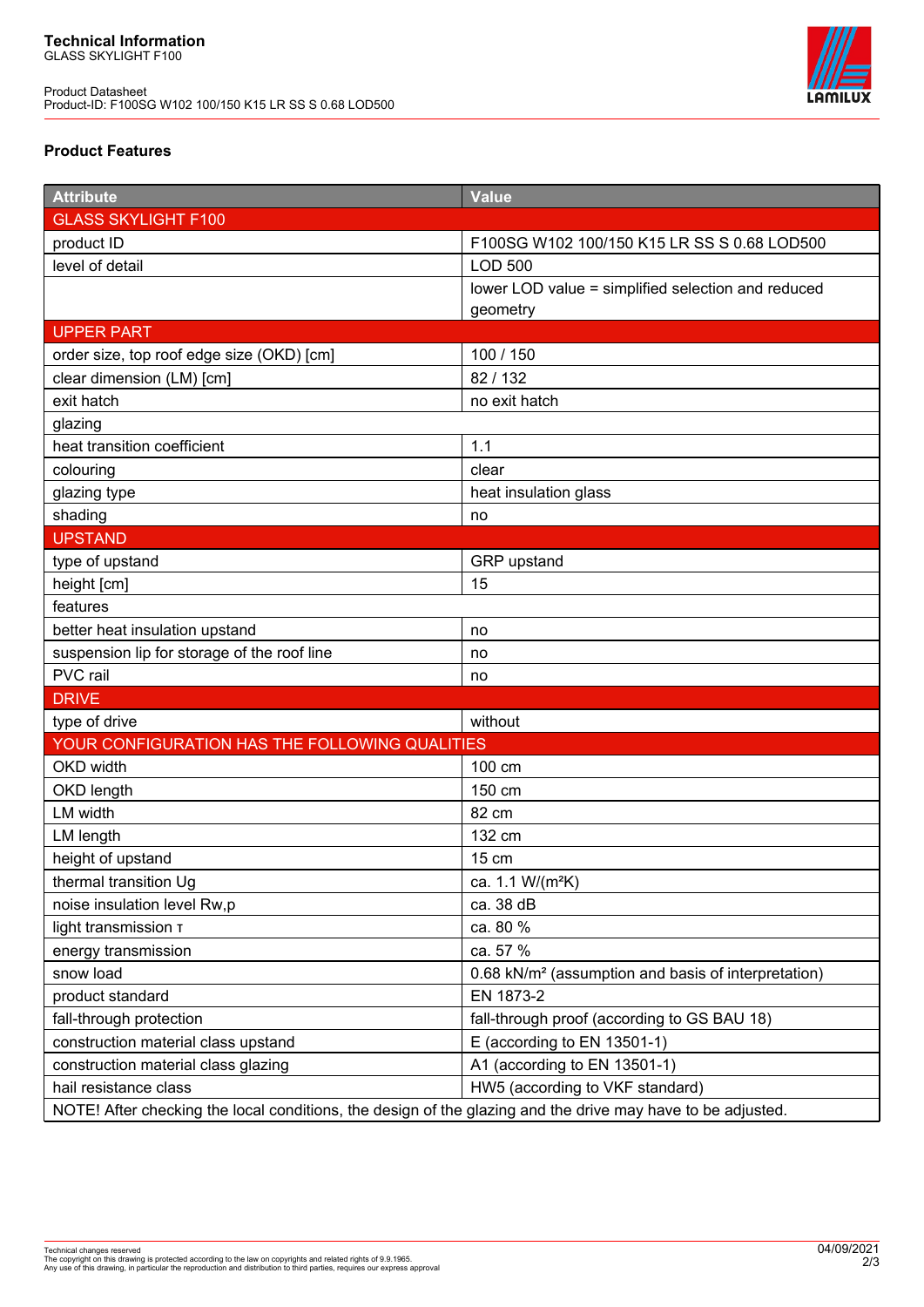**Technical Information**
GLASS SKYLIGHT F100

Product Datasheet
Product-ID: F100SG W102 100/150 K15 LR SS S 0.68 LOD500

### Product Features

| Attribute | Value |
|---|---|
| GLASS SKYLIGHT F100 | |
| product ID | F100SG W102 100/150 K15 LR SS S 0.68 LOD500 |
| level of detail | LOD 500 |
| | lower LOD value = simplified selection and reduced geometry |
| UPPER PART | |
| order size, top roof edge size (OKD) [cm] | 100 / 150 |
| clear dimension (LM) [cm] | 82 / 132 |
| exit hatch | no exit hatch |
| glazing | |
| heat transition coefficient | 1.1 |
| colouring | clear |
| glazing type | heat insulation glass |
| shading | no |
| UPSTAND | |
| type of upstand | GRP upstand |
| height [cm] | 15 |
| features | |
| better heat insulation upstand | no |
| suspension lip for storage of the roof line | no |
| PVC rail | no |
| DRIVE | |
| type of drive | without |
| YOUR CONFIGURATION HAS THE FOLLOWING QUALITIES | |
| OKD width | 100 cm |
| OKD length | 150 cm |
| LM width | 82 cm |
| LM length | 132 cm |
| height of upstand | 15 cm |
| thermal transition Ug | ca. 1.1 W/(m²K) |
| noise insulation level Rw,p | ca. 38 dB |
| light transmission τ | ca. 80 % |
| energy transmission | ca. 57 % |
| snow load | 0.68 kN/m² (assumption and basis of interpretation) |
| product standard | EN 1873-2 |
| fall-through protection | fall-through proof (according to GS BAU 18) |
| construction material class upstand | E (according to EN 13501-1) |
| construction material class glazing | A1 (according to EN 13501-1) |
| hail resistance class | HW5 (according to VKF standard) |
| NOTE! After checking the local conditions, the design of the glazing and the drive may have to be adjusted. | |

Technical changes reserved
The copyright on this drawing is protected according to the law on copyrights and related rights of 9.9.1965.
Any use of this drawing, in particular the reproduction and distribution to third parties, requires our express approval

04/09/2021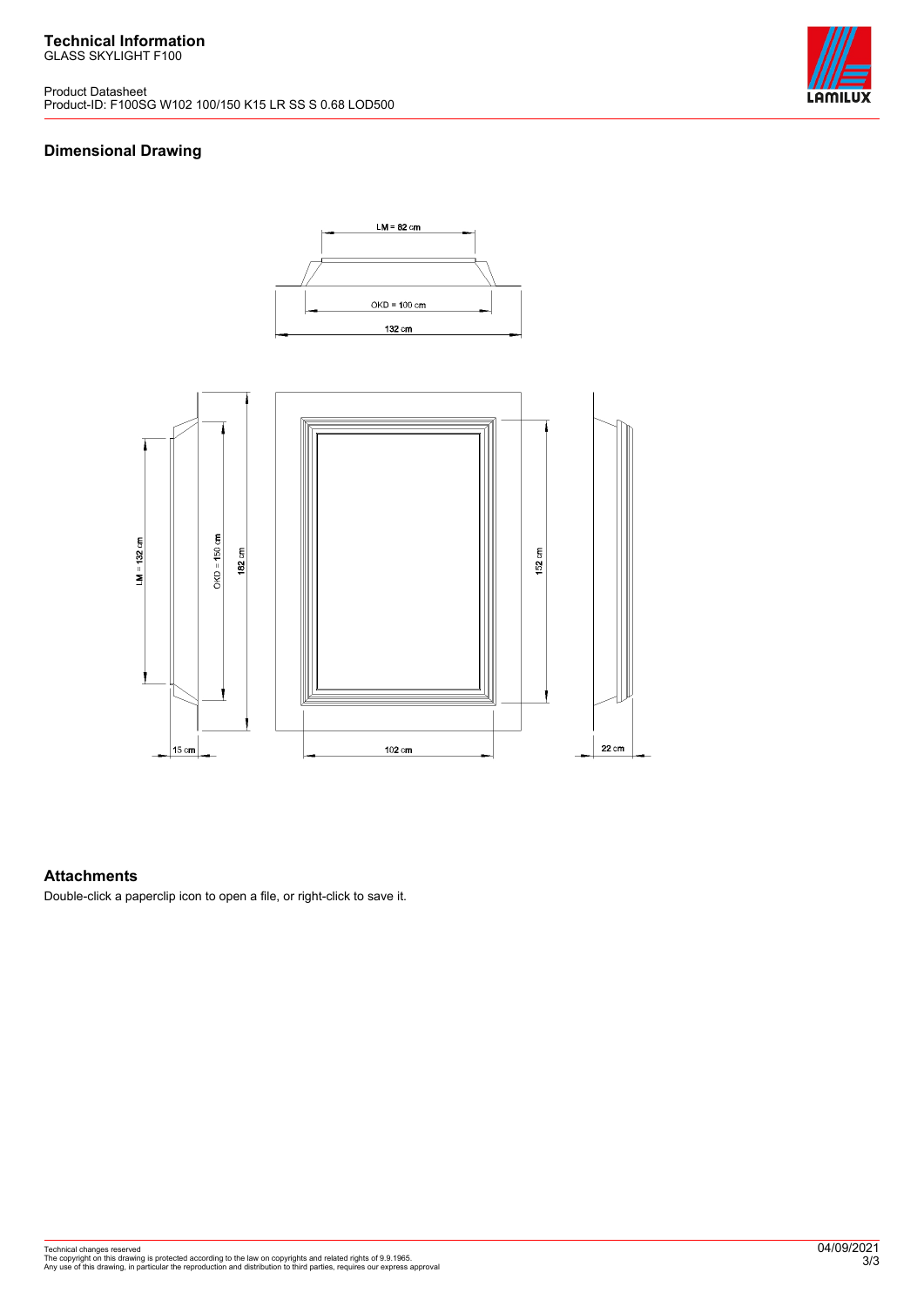# Technical Information

GLASS SKYLIGHT F100

Product Datasheet
Product-ID: F100SG W102 100/150 K15 LR SS S 0.68 LOD500

## Dimensional Drawing

LM = 82 cm

OKD = 100 cm

132 cm

LM = 132 cm

OKD = 150 cm

182 cm

152 cm

15 cm

102 cm

22 cm

## Attachments

Double-click a paperclip icon to open a file, or right-click to save it.

Technical changes reserved
The copyright on this drawing is protected according to the law on copyrights and related rights of 9.9.1965.
Any use of this drawing, in particular the reproduction and distribution to third parties, requires our express approval

04/09/2021